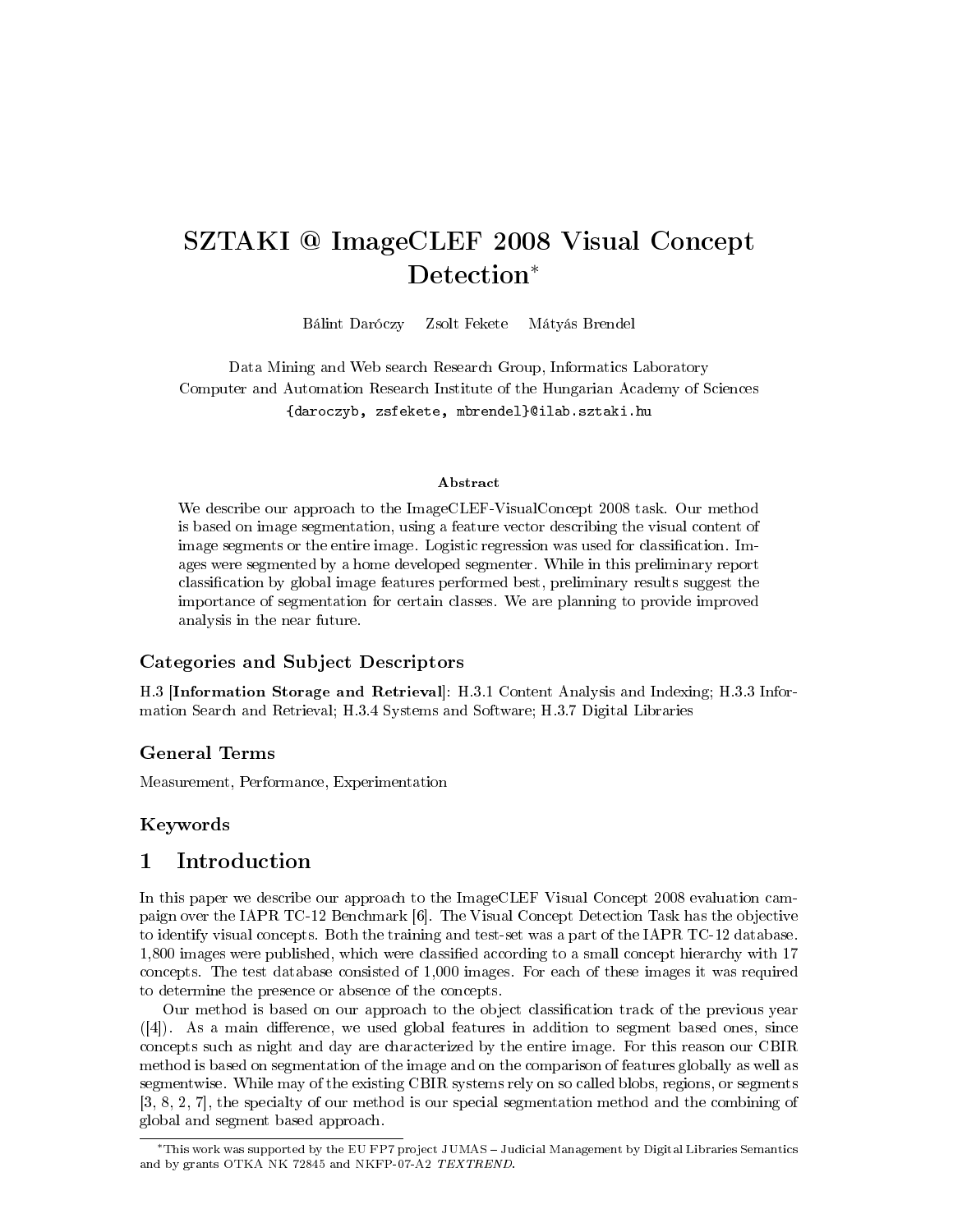# SZTAKI @ ImageCLEF 2008 Visual Concept Detection*

Bálint Daróczy    Zsolt Fekete    Mátyás Brendel

Data Mining and Web search Research Group, Informatics Laboratory
Computer and Automation Research Institute of the Hungarian Academy of Sciences
{daroczyb, zsfekete, mbrendel}@ilab.sztaki.hu

### Abstract

We describe our approach to the ImageCLEF-VisualConcept 2008 task. Our method is based on image segmentation, using a feature vector describing the visual content of image segments or the entire image. Logistic regression was used for classification. Images were segmented by a home developed segmenter. While in this preliminary report classification by global image features performed best, preliminary results suggest the importance of segmentation for certain classes. We are planning to provide improved analysis in the near future.

### Categories and Subject Descriptors

H.3 [**Information Storage and Retrieval**]: H.3.1 Content Analysis and Indexing; H.3.3 Information Search and Retrieval; H.3.4 Systems and Software; H.3.7 Digital Libraries

### General Terms

Measurement, Performance, Experimentation

### Keywords

## 1 Introduction

In this paper we describe our approach to the ImageCLEF Visual Concept 2008 evaluation campaign over the IAPR TC-12 Benchmark [6]. The Visual Concept Detection Task has the objective to identify visual concepts. Both the training and test-set was a part of the IAPR TC-12 database. 1,800 images were published, which were classified according to a small concept hierarchy with 17 concepts. The test database consisted of 1,000 images. For each of these images it was required to determine the presence or absence of the concepts.

Our method is based on our approach to the object classification track of the previous year ([4]). As a main difference, we used global features in addition to segment based ones, since concepts such as night and day are characterized by the entire image. For this reason our CBIR method is based on segmentation of the image and on the comparison of features globally as well as segmentwise. While may of the existing CBIR systems rely on so called blobs, regions, or segments [3, 8, 2, 7], the specialty of our method is our special segmentation method and the combining of global and segment based approach.

*This work was supported by the EU FP7 project JUMAS – Judicial Management by Digital Libraries Semantics and by grants OTKA NK 72845 and NKFP-07-A2 *TEXTREND*.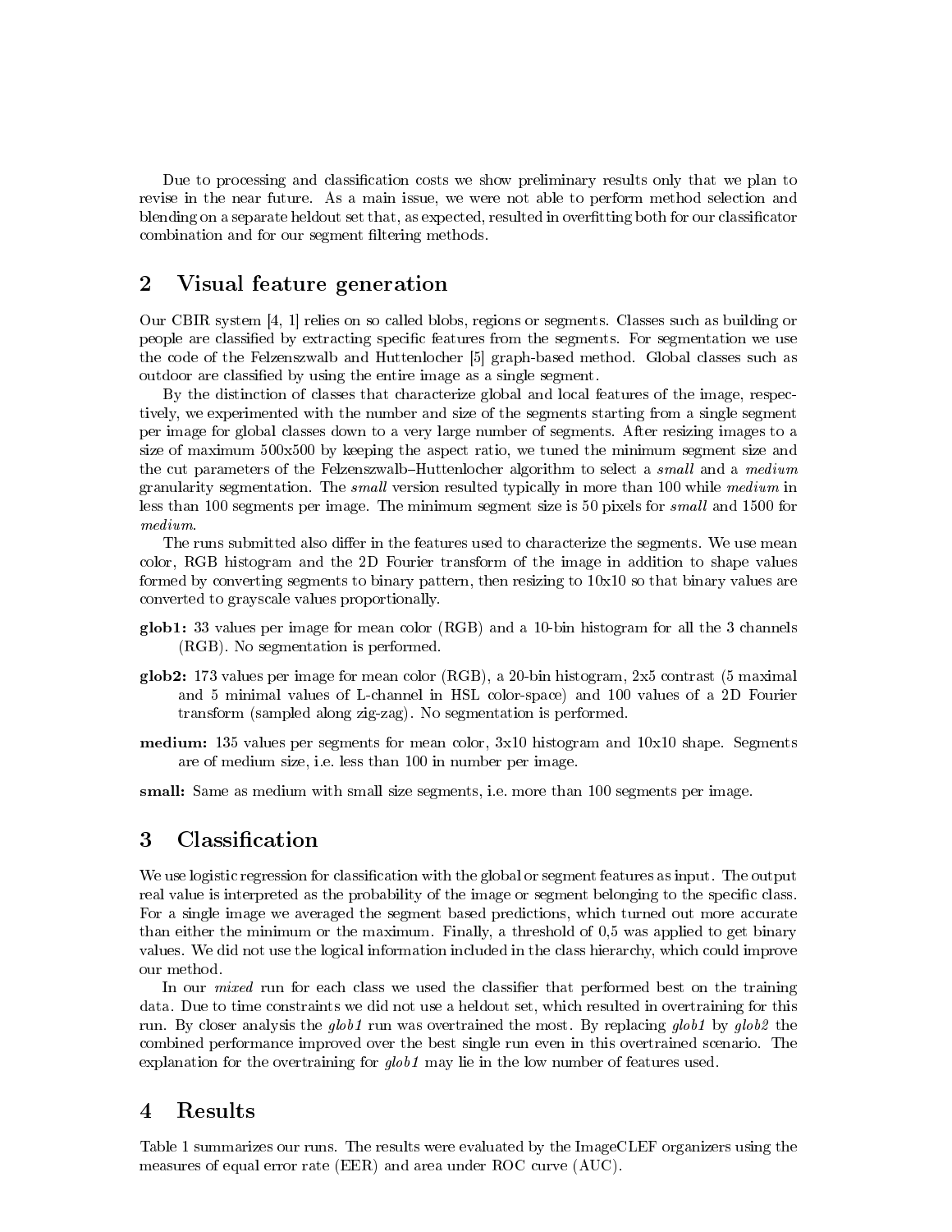Due to processing and classification costs we show preliminary results only that we plan to revise in the near future. As a main issue, we were not able to perform method selection and blending on a separate heldout set that, as expected, resulted in overfitting both for our classificator combination and for our segment filtering methods.

## 2 Visual feature generation

Our CBIR system [4, 1] relies on so called blobs, regions or segments. Classes such as building or people are classified by extracting specific features from the segments. For segmentation we use the code of the Felzenszwalb and Huttenlocher [5] graph-based method. Global classes such as outdoor are classified by using the entire image as a single segment.

By the distinction of classes that characterize global and local features of the image, respectively, we experimented with the number and size of the segments starting from a single segment per image for global classes down to a very large number of segments. After resizing images to a size of maximum 500x500 by keeping the aspect ratio, we tuned the minimum segment size and the cut parameters of the Felzenszwalb–Huttenlocher algorithm to select a *small* and a *medium* granularity segmentation. The *small* version resulted typically in more than 100 while *medium* in less than 100 segments per image. The minimum segment size is 50 pixels for *small* and 1500 for *medium*.

The runs submitted also differ in the features used to characterize the segments. We use mean color, RGB histogram and the 2D Fourier transform of the image in addition to shape values formed by converting segments to binary pattern, then resizing to 10x10 so that binary values are converted to grayscale values proportionally.

**glob1:** 33 values per image for mean color (RGB) and a 10-bin histogram for all the 3 channels (RGB). No segmentation is performed.

**glob2:** 173 values per image for mean color (RGB), a 20-bin histogram, 2x5 contrast (5 maximal and 5 minimal values of L-channel in HSL color-space) and 100 values of a 2D Fourier transform (sampled along zig-zag). No segmentation is performed.

**medium:** 135 values per segments for mean color, 3x10 histogram and 10x10 shape. Segments are of medium size, i.e. less than 100 in number per image.

**small:** Same as medium with small size segments, i.e. more than 100 segments per image.

## 3 Classification

We use logistic regression for classification with the global or segment features as input. The output real value is interpreted as the probability of the image or segment belonging to the specific class. For a single image we averaged the segment based predictions, which turned out more accurate than either the minimum or the maximum. Finally, a threshold of 0,5 was applied to get binary values. We did not use the logical information included in the class hierarchy, which could improve our method.

In our *mixed* run for each class we used the classifier that performed best on the training data. Due to time constraints we did not use a heldout set, which resulted in overtraining for this run. By closer analysis the *glob1* run was overtrained the most. By replacing *glob1* by *glob2* the combined performance improved over the best single run even in this overtrained scenario. The explanation for the overtraining for *glob1* may lie in the low number of features used.

## 4 Results

Table 1 summarizes our runs. The results were evaluated by the ImageCLEF organizers using the measures of equal error rate (EER) and area under ROC curve (AUC).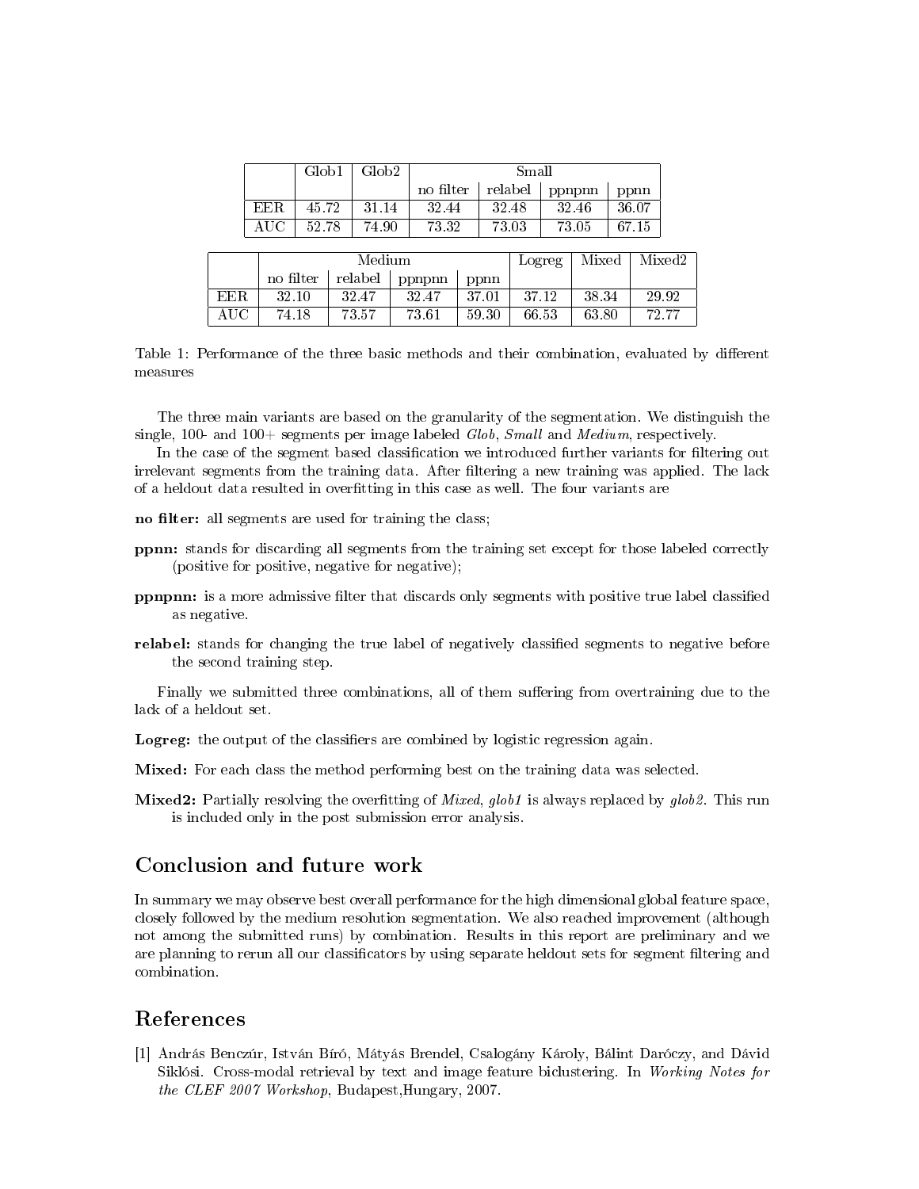| | Glob1 | Glob2 | Small | | | |
|---|---|---|---|---|---|---|
| | | | no filter | relabel | ppnpnn | ppnn |
| EER | 45.72 | 31.14 | 32.44 | 32.48 | 32.46 | 36.07 |
| AUC | 52.78 | 74.90 | 73.32 | 73.03 | 73.05 | 67.15 |

| | Medium | | | | Logreg | Mixed | Mixed2 |
|---|---|---|---|---|---|---|---|
| | no filter | relabel | ppnpnn | ppnn | | | |
| EER | 32.10 | 32.47 | 32.47 | 37.01 | 37.12 | 38.34 | 29.92 |
| AUC | 74.18 | 73.57 | 73.61 | 59.30 | 66.53 | 63.80 | 72.77 |

Table 1: Performance of the three basic methods and their combination, evaluated by different measures

The three main variants are based on the granularity of the segmentation. We distinguish the single, 100- and 100+ segments per image labeled *Glob*, *Small* and *Medium*, respectively.

In the case of the segment based classification we introduced further variants for filtering out irrelevant segments from the training data. After filtering a new training was applied. The lack of a heldout data resulted in overfitting in this case as well. The four variants are

**no filter:** all segments are used for training the class;

**ppnn:** stands for discarding all segments from the training set except for those labeled correctly (positive for positive, negative for negative);

**ppnpnn:** is a more admissive filter that discards only segments with positive true label classified as negative.

**relabel:** stands for changing the true label of negatively classified segments to negative before the second training step.

Finally we submitted three combinations, all of them suffering from overtraining due to the lack of a heldout set.

**Logreg:** the output of the classifiers are combined by logistic regression again.

**Mixed:** For each class the method performing best on the training data was selected.

**Mixed2:** Partially resolving the overfitting of *Mixed*, *glob1* is always replaced by *glob2*. This run is included only in the post submission error analysis.

## Conclusion and future work

In summary we may observe best overall performance for the high dimensional global feature space, closely followed by the medium resolution segmentation. We also reached improvement (although not among the submitted runs) by combination. Results in this report are preliminary and we are planning to rerun all our classificators by using separate heldout sets for segment filtering and combination.

## References

[1] András Benczúr, István Bíró, Mátyás Brendel, Csalogány Károly, Bálint Daróczy, and Dávid Siklósi. Cross-modal retrieval by text and image feature biclustering. In *Working Notes for the CLEF 2007 Workshop*, Budapest,Hungary, 2007.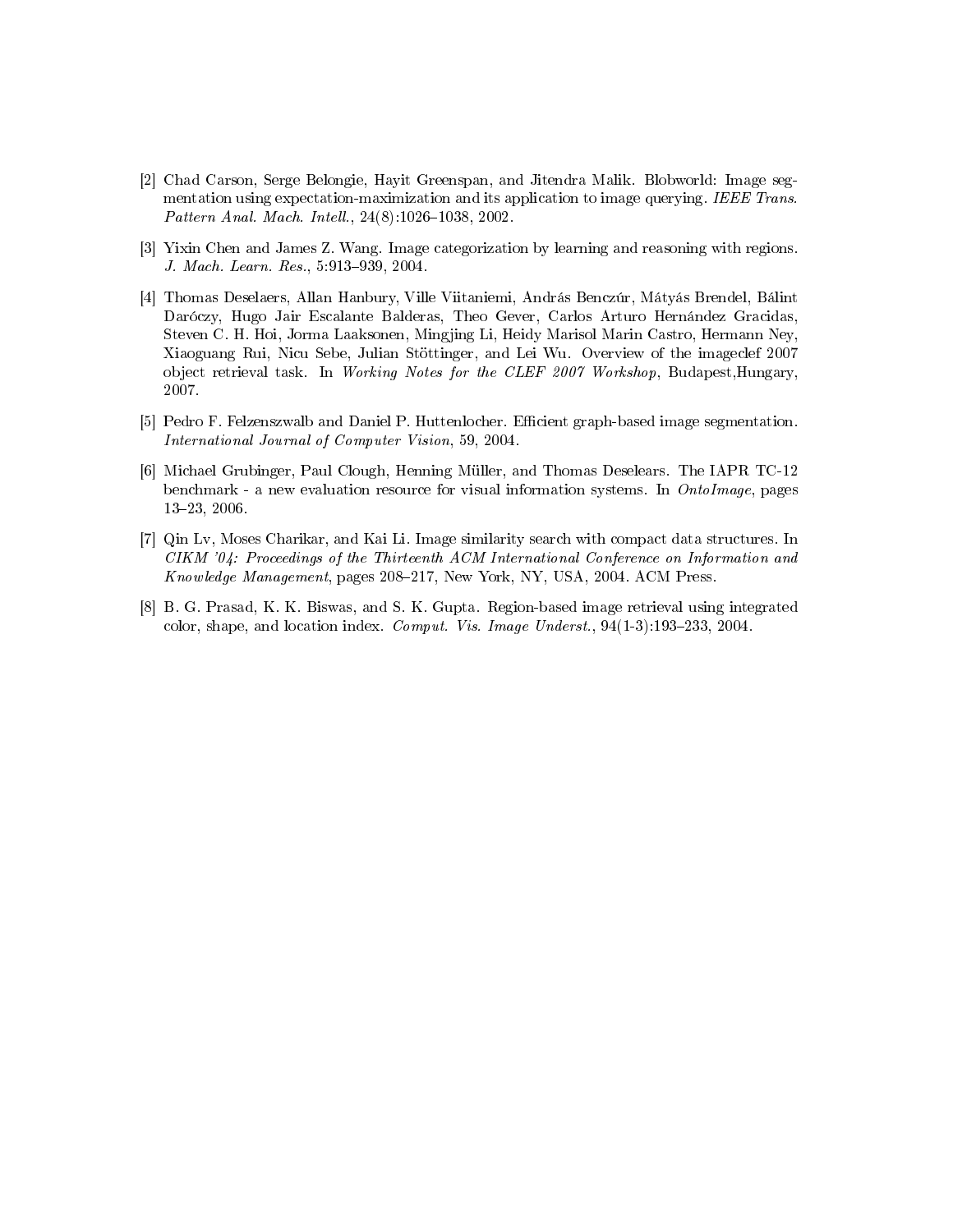[2] Chad Carson, Serge Belongie, Hayit Greenspan, and Jitendra Malik. Blobworld: Image segmentation using expectation-maximization and its application to image querying. *IEEE Trans. Pattern Anal. Mach. Intell.*, 24(8):1026–1038, 2002.

[3] Yixin Chen and James Z. Wang. Image categorization by learning and reasoning with regions. *J. Mach. Learn. Res.*, 5:913–939, 2004.

[4] Thomas Deselaers, Allan Hanbury, Ville Viitaniemi, András Benczúr, Mátyás Brendel, Bálint Daróczy, Hugo Jair Escalante Balderas, Theo Gever, Carlos Arturo Hernández Gracidas, Steven C. H. Hoi, Jorma Laaksonen, Mingjing Li, Heidy Marisol Marin Castro, Hermann Ney, Xiaoguang Rui, Nicu Sebe, Julian Stöttinger, and Lei Wu. Overview of the imageclef 2007 object retrieval task. In *Working Notes for the CLEF 2007 Workshop*, Budapest,Hungary, 2007.

[5] Pedro F. Felzenszwalb and Daniel P. Huttenlocher. Efficient graph-based image segmentation. *International Journal of Computer Vision*, 59, 2004.

[6] Michael Grubinger, Paul Clough, Henning Müller, and Thomas Deselears. The IAPR TC-12 benchmark - a new evaluation resource for visual information systems. In *OntoImage*, pages 13–23, 2006.

[7] Qin Lv, Moses Charikar, and Kai Li. Image similarity search with compact data structures. In *CIKM '04: Proceedings of the Thirteenth ACM International Conference on Information and Knowledge Management*, pages 208–217, New York, NY, USA, 2004. ACM Press.

[8] B. G. Prasad, K. K. Biswas, and S. K. Gupta. Region-based image retrieval using integrated color, shape, and location index. *Comput. Vis. Image Underst.*, 94(1-3):193–233, 2004.